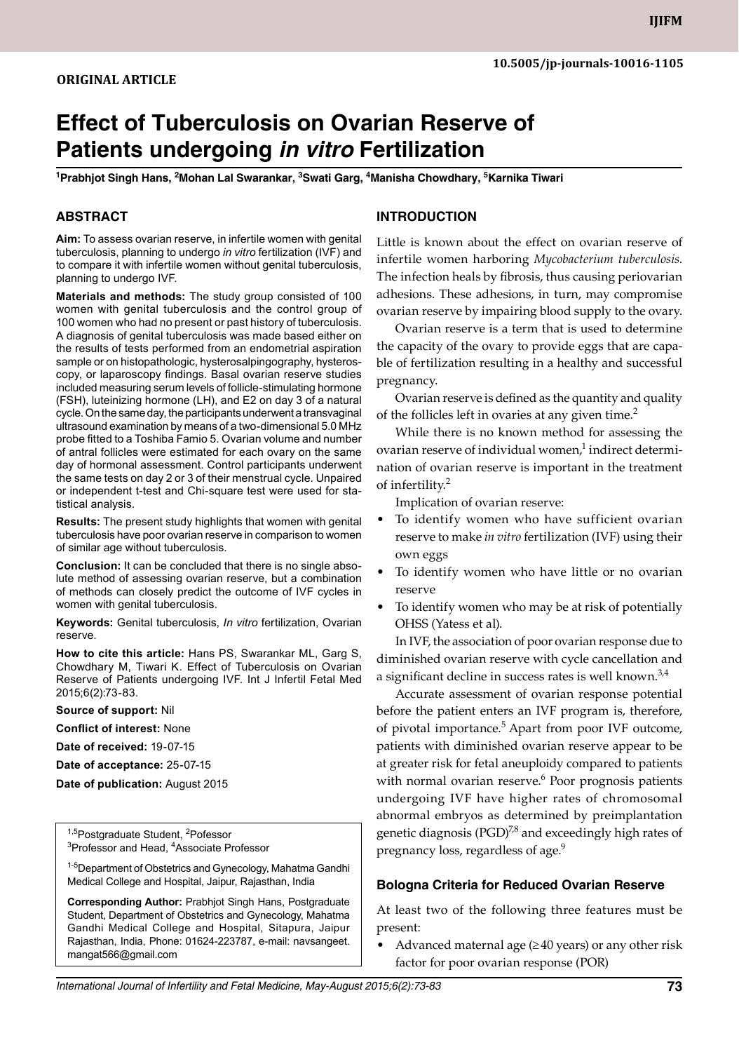ORIGINAL ARTICLE

10.5005/jp-journals-10016-1105

# Effect of Tuberculosis on Ovarian Reserve of Patients undergoing *in vitro* Fertilization

[1]Prabhjot Singh Hans, [2]Mohan Lal Swarankar, [3]Swati Garg, [4]Manisha Chowdhary, [5]Karnika Tiwari

## ABSTRACT

**Aim:** To assess ovarian reserve, in infertile women with genital tuberculosis, planning to undergo *in vitro* fertilization (IVF) and to compare it with infertile women without genital tuberculosis, planning to undergo IVF.

**Materials and methods:** The study group consisted of 100 women with genital tuberculosis and the control group of 100 women who had no present or past history of tuberculosis. A diagnosis of genital tuberculosis was made based either on the results of tests performed from an endometrial aspiration sample or on histopathologic, hysterosalpingography, hysteroscopy, or laparoscopy findings. Basal ovarian reserve studies included measuring serum levels of follicle-stimulating hormone (FSH), luteinizing hormone (LH), and E2 on day 3 of a natural cycle. On the same day, the participants underwent a transvaginal ultrasound examination by means of a two-dimensional 5.0 MHz probe fitted to a Toshiba Famio 5. Ovarian volume and number of antral follicles were estimated for each ovary on the same day of hormonal assessment. Control participants underwent the same tests on day 2 or 3 of their menstrual cycle. Unpaired or independent t-test and Chi-square test were used for statistical analysis.

**Results:** The present study highlights that women with genital tuberculosis have poor ovarian reserve in comparison to women of similar age without tuberculosis.

**Conclusion:** It can be concluded that there is no single absolute method of assessing ovarian reserve, but a combination of methods can closely predict the outcome of IVF cycles in women with genital tuberculosis.

**Keywords:** Genital tuberculosis, *In vitro* fertilization, Ovarian reserve.

**How to cite this article:** Hans PS, Swarankar ML, Garg S, Chowdhary M, Tiwari K. Effect of Tuberculosis on Ovarian Reserve of Patients undergoing IVF. Int J Infertil Fetal Med 2015;6(2):73-83.

**Source of support:** Nil

**Conflict of interest:** None

**Date of received:** 19-07-15

**Date of acceptance:** 25-07-15

**Date of publication:** August 2015

[1,5]Postgraduate Student, [2]Pofessor
[3]Professor and Head, [4]Associate Professor

[1-5]Department of Obstetrics and Gynecology, Mahatma Gandhi Medical College and Hospital, Jaipur, Rajasthan, India

**Corresponding Author:** Prabhjot Singh Hans, Postgraduate Student, Department of Obstetrics and Gynecology, Mahatma Gandhi Medical College and Hospital, Sitapura, Jaipur Rajasthan, India, Phone: 01624-223787, e-mail: navsangeet.mangat566@gmail.com

## INTRODUCTION

Little is known about the effect on ovarian reserve of infertile women harboring *Mycobacterium tuberculosis*. The infection heals by fibrosis, thus causing periovarian adhesions. These adhesions, in turn, may compromise ovarian reserve by impairing blood supply to the ovary.

Ovarian reserve is a term that is used to determine the capacity of the ovary to provide eggs that are capable of fertilization resulting in a healthy and successful pregnancy.

Ovarian reserve is defined as the quantity and quality of the follicles left in ovaries at any given time.[2]

While there is no known method for assessing the ovarian reserve of individual women,[1] indirect determination of ovarian reserve is important in the treatment of infertility.[2]

Implication of ovarian reserve:

- To identify women who have sufficient ovarian reserve to make *in vitro* fertilization (IVF) using their own eggs
- To identify women who have little or no ovarian reserve
- To identify women who may be at risk of potentially OHSS (Yatess et al).

In IVF, the association of poor ovarian response due to diminished ovarian reserve with cycle cancellation and a significant decline in success rates is well known.[3,4]

Accurate assessment of ovarian response potential before the patient enters an IVF program is, therefore, of pivotal importance.[5] Apart from poor IVF outcome, patients with diminished ovarian reserve appear to be at greater risk for fetal aneuploidy compared to patients with normal ovarian reserve.[6] Poor prognosis patients undergoing IVF have higher rates of chromosomal abnormal embryos as determined by preimplantation genetic diagnosis (PGD)[7,8] and exceedingly high rates of pregnancy loss, regardless of age.[9]

### Bologna Criteria for Reduced Ovarian Reserve

At least two of the following three features must be present:

- Advanced maternal age (≥40 years) or any other risk factor for poor ovarian response (POR)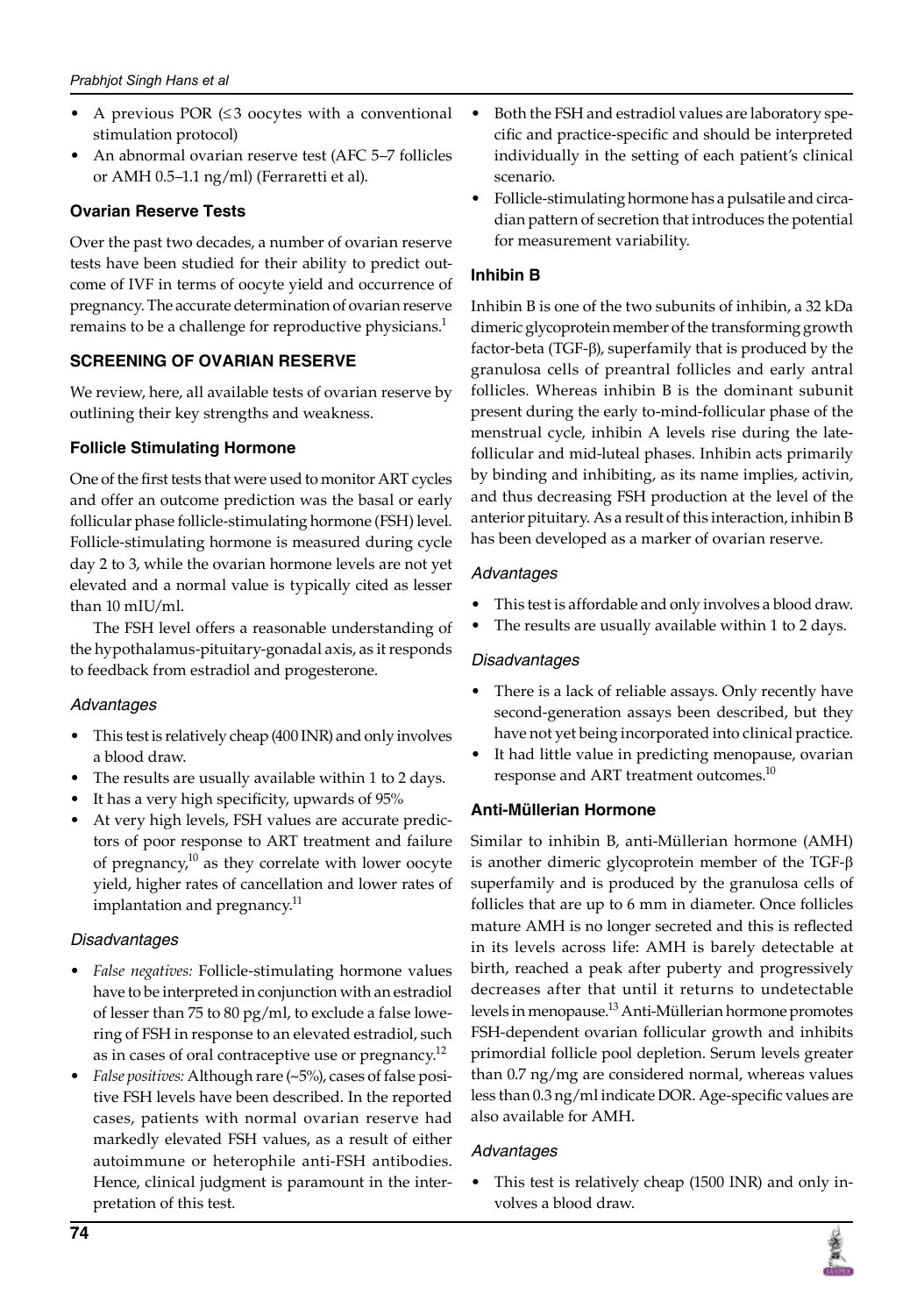- A previous POR ($\leq$3 oocytes with a conventional stimulation protocol)
- An abnormal ovarian reserve test (AFC 5–7 follicles or AMH 0.5–1.1 ng/ml) (Ferraretti et al).

### Ovarian Reserve Tests

Over the past two decades, a number of ovarian reserve tests have been studied for their ability to predict outcome of IVF in terms of oocyte yield and occurrence of pregnancy. The accurate determination of ovarian reserve remains to be a challenge for reproductive physicians.[1]

## SCREENING OF OVARIAN RESERVE

We review, here, all available tests of ovarian reserve by outlining their key strengths and weakness.

### Follicle Stimulating Hormone

One of the first tests that were used to monitor ART cycles and offer an outcome prediction was the basal or early follicular phase follicle-stimulating hormone (FSH) level. Follicle-stimulating hormone is measured during cycle day 2 to 3, while the ovarian hormone levels are not yet elevated and a normal value is typically cited as lesser than 10 mIU/ml.

The FSH level offers a reasonable understanding of the hypothalamus-pituitary-gonadal axis, as it responds to feedback from estradiol and progesterone.

#### *Advantages*

- This test is relatively cheap (400 INR) and only involves a blood draw.
- The results are usually available within 1 to 2 days.
- It has a very high specificity, upwards of 95%
- At very high levels, FSH values are accurate predictors of poor response to ART treatment and failure of pregnancy,[10] as they correlate with lower oocyte yield, higher rates of cancellation and lower rates of implantation and pregnancy.[11]

#### *Disadvantages*

- *False negatives:* Follicle-stimulating hormone values have to be interpreted in conjunction with an estradiol of lesser than 75 to 80 pg/ml, to exclude a false lowering of FSH in response to an elevated estradiol, such as in cases of oral contraceptive use or pregnancy.[12]
- *False positives:* Although rare (~5%), cases of false positive FSH levels have been described. In the reported cases, patients with normal ovarian reserve had markedly elevated FSH values, as a result of either autoimmune or heterophile anti-FSH antibodies. Hence, clinical judgment is paramount in the interpretation of this test.
- Both the FSH and estradiol values are laboratory specific and practice-specific and should be interpreted individually in the setting of each patient's clinical scenario.
- Follicle-stimulating hormone has a pulsatile and circadian pattern of secretion that introduces the potential for measurement variability.

### Inhibin B

Inhibin B is one of the two subunits of inhibin, a 32 kDa dimeric glycoprotein member of the transforming growth factor-beta (TGF-β), superfamily that is produced by the granulosa cells of preantral follicles and early antral follicles. Whereas inhibin B is the dominant subunit present during the early to-mind-follicular phase of the menstrual cycle, inhibin A levels rise during the late-follicular and mid-luteal phases. Inhibin acts primarily by binding and inhibiting, as its name implies, activin, and thus decreasing FSH production at the level of the anterior pituitary. As a result of this interaction, inhibin B has been developed as a marker of ovarian reserve.

#### *Advantages*

- This test is affordable and only involves a blood draw.
- The results are usually available within 1 to 2 days.

#### *Disadvantages*

- There is a lack of reliable assays. Only recently have second-generation assays been described, but they have not yet being incorporated into clinical practice.
- It had little value in predicting menopause, ovarian response and ART treatment outcomes.[10]

### Anti-Müllerian Hormone

Similar to inhibin B, anti-Müllerian hormone (AMH) is another dimeric glycoprotein member of the TGF-β superfamily and is produced by the granulosa cells of follicles that are up to 6 mm in diameter. Once follicles mature AMH is no longer secreted and this is reflected in its levels across life: AMH is barely detectable at birth, reached a peak after puberty and progressively decreases after that until it returns to undetectable levels in menopause.[13] Anti-Müllerian hormone promotes FSH-dependent ovarian follicular growth and inhibits primordial follicle pool depletion. Serum levels greater than 0.7 ng/mg are considered normal, whereas values less than 0.3 ng/ml indicate DOR. Age-specific values are also available for AMH.

#### *Advantages*

- This test is relatively cheap (1500 INR) and only involves a blood draw.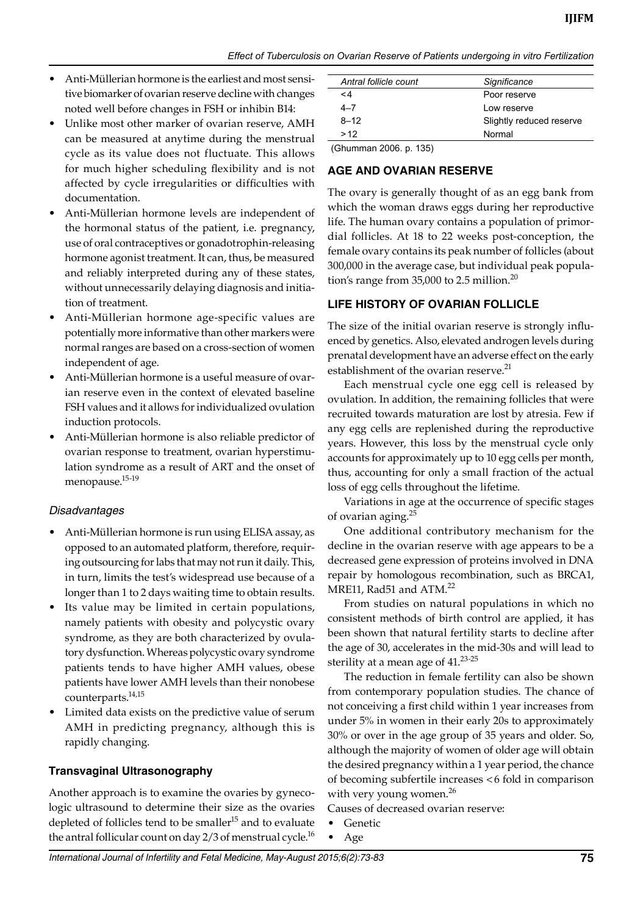- Anti-Müllerian hormone is the earliest and most sensitive biomarker of ovarian reserve decline with changes noted well before changes in FSH or inhibin B14:
- Unlike most other marker of ovarian reserve, AMH can be measured at anytime during the menstrual cycle as its value does not fluctuate. This allows for much higher scheduling flexibility and is not affected by cycle irregularities or difficulties with documentation.
- Anti-Müllerian hormone levels are independent of the hormonal status of the patient, i.e. pregnancy, use of oral contraceptives or gonadotrophin-releasing hormone agonist treatment. It can, thus, be measured and reliably interpreted during any of these states, without unnecessarily delaying diagnosis and initiation of treatment.
- Anti-Müllerian hormone age-specific values are potentially more informative than other markers were normal ranges are based on a cross-section of women independent of age.
- Anti-Müllerian hormone is a useful measure of ovarian reserve even in the context of elevated baseline FSH values and it allows for individualized ovulation induction protocols.
- Anti-Müllerian hormone is also reliable predictor of ovarian response to treatment, ovarian hyperstimulation syndrome as a result of ART and the onset of menopause.[15-19]

### *Disadvantages*

- Anti-Müllerian hormone is run using ELISA assay, as opposed to an automated platform, therefore, requiring outsourcing for labs that may not run it daily. This, in turn, limits the test's widespread use because of a longer than 1 to 2 days waiting time to obtain results.
- Its value may be limited in certain populations, namely patients with obesity and polycystic ovary syndrome, as they are both characterized by ovulatory dysfunction. Whereas polycystic ovary syndrome patients tends to have higher AMH values, obese patients have lower AMH levels than their nonobese counterparts.[14,15]
- Limited data exists on the predictive value of serum AMH in predicting pregnancy, although this is rapidly changing.

### Transvaginal Ultrasonography

Another approach is to examine the ovaries by gynecologic ultrasound to determine their size as the ovaries depleted of follicles tend to be smaller[15] and to evaluate the antral follicular count on day 2/3 of menstrual cycle.[16]

| Antral follicle count | Significance |
|---|---|
| <4 | Poor reserve |
| 4–7 | Low reserve |
| 8–12 | Slightly reduced reserve |
| >12 | Normal |

(Ghumman 2006. p. 135)

## AGE AND OVARIAN RESERVE

The ovary is generally thought of as an egg bank from which the woman draws eggs during her reproductive life. The human ovary contains a population of primordial follicles. At 18 to 22 weeks post-conception, the female ovary contains its peak number of follicles (about 300,000 in the average case, but individual peak population's range from 35,000 to 2.5 million.[20]

## LIFE HISTORY OF OVARIAN FOLLICLE

The size of the initial ovarian reserve is strongly influenced by genetics. Also, elevated androgen levels during prenatal development have an adverse effect on the early establishment of the ovarian reserve.[21]

Each menstrual cycle one egg cell is released by ovulation. In addition, the remaining follicles that were recruited towards maturation are lost by atresia. Few if any egg cells are replenished during the reproductive years. However, this loss by the menstrual cycle only accounts for approximately up to 10 egg cells per month, thus, accounting for only a small fraction of the actual loss of egg cells throughout the lifetime.

Variations in age at the occurrence of specific stages of ovarian aging.[25]

One additional contributory mechanism for the decline in the ovarian reserve with age appears to be a decreased gene expression of proteins involved in DNA repair by homologous recombination, such as BRCA1, MRE11, Rad51 and ATM.[22]

From studies on natural populations in which no consistent methods of birth control are applied, it has been shown that natural fertility starts to decline after the age of 30, accelerates in the mid-30s and will lead to sterility at a mean age of 41.[23-25]

The reduction in female fertility can also be shown from contemporary population studies. The chance of not conceiving a first child within 1 year increases from under 5% in women in their early 20s to approximately 30% or over in the age group of 35 years and older. So, although the majority of women of older age will obtain the desired pregnancy within a 1 year period, the chance of becoming subfertile increases <6 fold in comparison with very young women.[26]

Causes of decreased ovarian reserve:

- Genetic
- Age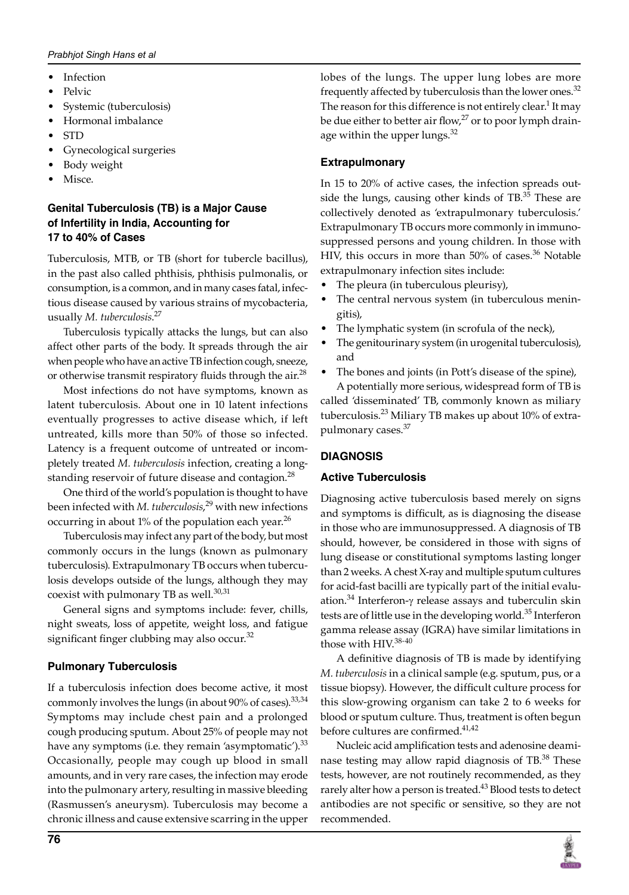- Infection
- Pelvic
- Systemic (tuberculosis)
- Hormonal imbalance
- STD
- Gynecological surgeries
- Body weight
- Misce.

### Genital Tuberculosis (TB) is a Major Cause of Infertility in India, Accounting for 17 to 40% of Cases

Tuberculosis, MTB, or TB (short for tubercle bacillus), in the past also called phthisis, phthisis pulmonalis, or consumption, is a common, and in many cases fatal, infectious disease caused by various strains of mycobacteria, usually *M. tuberculosis*.[27]

Tuberculosis typically attacks the lungs, but can also affect other parts of the body. It spreads through the air when people who have an active TB infection cough, sneeze, or otherwise transmit respiratory fluids through the air.[28]

Most infections do not have symptoms, known as latent tuberculosis. About one in 10 latent infections eventually progresses to active disease which, if left untreated, kills more than 50% of those so infected. Latency is a frequent outcome of untreated or incompletely treated *M. tuberculosis* infection, creating a longstanding reservoir of future disease and contagion.[28]

One third of the world's population is thought to have been infected with *M. tuberculosis*,[29] with new infections occurring in about 1% of the population each year.[26]

Tuberculosis may infect any part of the body, but most commonly occurs in the lungs (known as pulmonary tuberculosis). Extrapulmonary TB occurs when tuberculosis develops outside of the lungs, although they may coexist with pulmonary TB as well.[30,31]

General signs and symptoms include: fever, chills, night sweats, loss of appetite, weight loss, and fatigue significant finger clubbing may also occur.[32]

### Pulmonary Tuberculosis

If a tuberculosis infection does become active, it most commonly involves the lungs (in about 90% of cases).[33,34] Symptoms may include chest pain and a prolonged cough producing sputum. About 25% of people may not have any symptoms (i.e. they remain 'asymptomatic').[33] Occasionally, people may cough up blood in small amounts, and in very rare cases, the infection may erode into the pulmonary artery, resulting in massive bleeding (Rasmussen's aneurysm). Tuberculosis may become a chronic illness and cause extensive scarring in the upper lobes of the lungs. The upper lung lobes are more frequently affected by tuberculosis than the lower ones.[32] The reason for this difference is not entirely clear.[1] It may be due either to better air flow,[27] or to poor lymph drainage within the upper lungs.[32]

### Extrapulmonary

In 15 to 20% of active cases, the infection spreads outside the lungs, causing other kinds of TB.[35] These are collectively denoted as 'extrapulmonary tuberculosis.' Extrapulmonary TB occurs more commonly in immunosuppressed persons and young children. In those with HIV, this occurs in more than 50% of cases.[36] Notable extrapulmonary infection sites include:

- The pleura (in tuberculous pleurisy),
- The central nervous system (in tuberculous meningitis),
- The lymphatic system (in scrofula of the neck),
- The genitourinary system (in urogenital tuberculosis), and
- The bones and joints (in Pott's disease of the spine),

A potentially more serious, widespread form of TB is called 'disseminated' TB, commonly known as miliary tuberculosis.[23] Miliary TB makes up about 10% of extrapulmonary cases.[37]

## DIAGNOSIS

### Active Tuberculosis

Diagnosing active tuberculosis based merely on signs and symptoms is difficult, as is diagnosing the disease in those who are immunosuppressed. A diagnosis of TB should, however, be considered in those with signs of lung disease or constitutional symptoms lasting longer than 2 weeks. A chest X-ray and multiple sputum cultures for acid-fast bacilli are typically part of the initial evaluation.[34] Interferon-$\gamma$ release assays and tuberculin skin tests are of little use in the developing world.[35] Interferon gamma release assay (IGRA) have similar limitations in those with HIV.[38-40]

A definitive diagnosis of TB is made by identifying *M. tuberculosis* in a clinical sample (e.g. sputum, pus, or a tissue biopsy). However, the difficult culture process for this slow-growing organism can take 2 to 6 weeks for blood or sputum culture. Thus, treatment is often begun before cultures are confirmed.[41,42]

Nucleic acid amplification tests and adenosine deaminase testing may allow rapid diagnosis of TB.[38] These tests, however, are not routinely recommended, as they rarely alter how a person is treated.[43] Blood tests to detect antibodies are not specific or sensitive, so they are not recommended.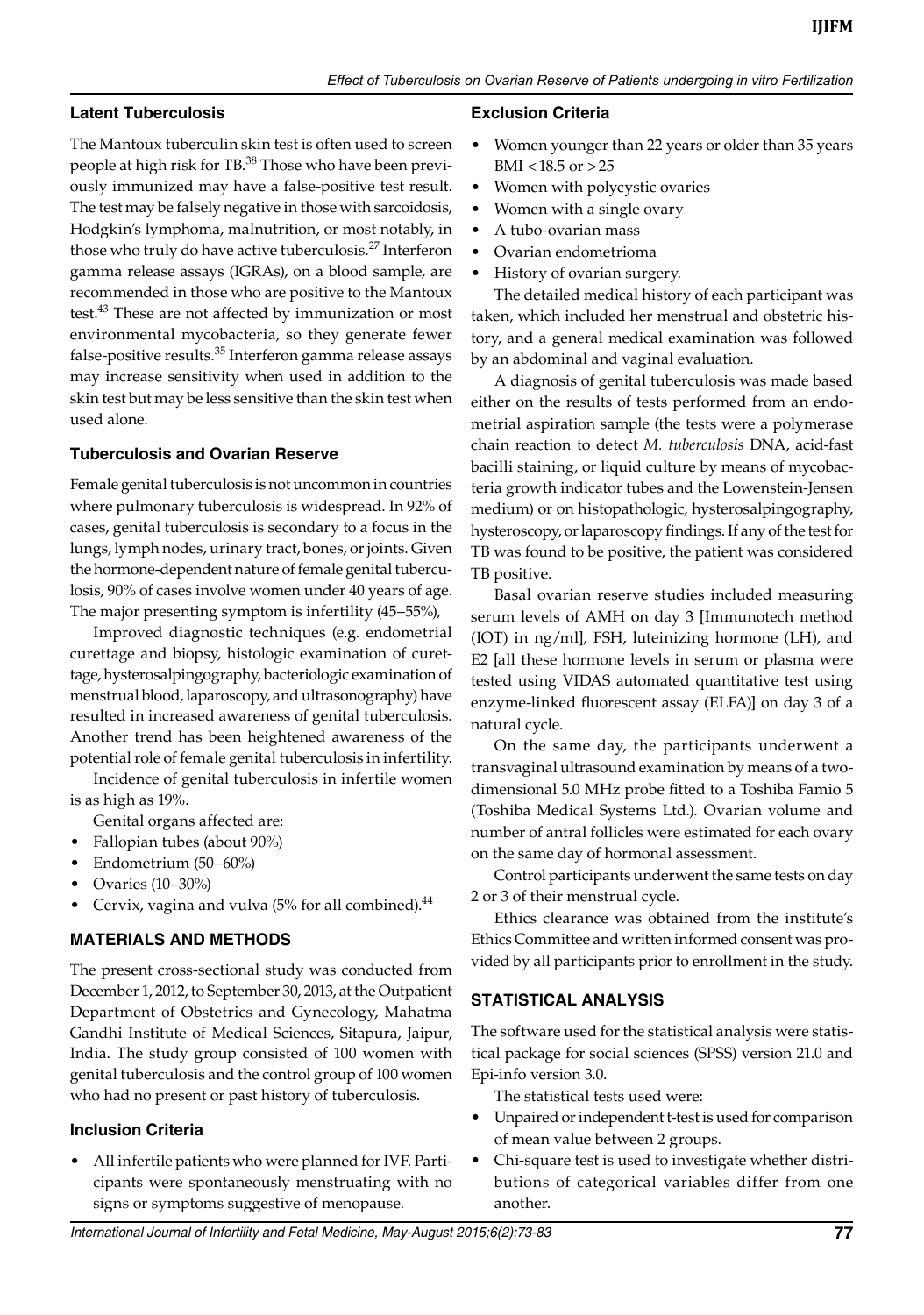### Latent Tuberculosis

The Mantoux tuberculin skin test is often used to screen people at high risk for TB.[38] Those who have been previously immunized may have a false-positive test result. The test may be falsely negative in those with sarcoidosis, Hodgkin's lymphoma, malnutrition, or most notably, in those who truly do have active tuberculosis.[27] Interferon gamma release assays (IGRAs), on a blood sample, are recommended in those who are positive to the Mantoux test.[43] These are not affected by immunization or most environmental mycobacteria, so they generate fewer false-positive results.[35] Interferon gamma release assays may increase sensitivity when used in addition to the skin test but may be less sensitive than the skin test when used alone.

### Tuberculosis and Ovarian Reserve

Female genital tuberculosis is not uncommon in countries where pulmonary tuberculosis is widespread. In 92% of cases, genital tuberculosis is secondary to a focus in the lungs, lymph nodes, urinary tract, bones, or joints. Given the hormone-dependent nature of female genital tuberculosis, 90% of cases involve women under 40 years of age. The major presenting symptom is infertility (45–55%),

Improved diagnostic techniques (e.g. endometrial curettage and biopsy, histologic examination of curettage, hysterosalpingography, bacteriologic examination of menstrual blood, laparoscopy, and ultrasonography) have resulted in increased awareness of genital tuberculosis. Another trend has been heightened awareness of the potential role of female genital tuberculosis in infertility.

Incidence of genital tuberculosis in infertile women is as high as 19%.

Genital organs affected are:

- Fallopian tubes (about 90%)
- Endometrium (50–60%)
- Ovaries (10–30%)
- Cervix, vagina and vulva (5% for all combined).[44]

## MATERIALS AND METHODS

The present cross-sectional study was conducted from December 1, 2012, to September 30, 2013, at the Outpatient Department of Obstetrics and Gynecology, Mahatma Gandhi Institute of Medical Sciences, Sitapura, Jaipur, India. The study group consisted of 100 women with genital tuberculosis and the control group of 100 women who had no present or past history of tuberculosis.

### Inclusion Criteria

- All infertile patients who were planned for IVF. Participants were spontaneously menstruating with no signs or symptoms suggestive of menopause.

### Exclusion Criteria

- Women younger than 22 years or older than 35 years BMI < 18.5 or > 25
- Women with polycystic ovaries
- Women with a single ovary
- A tubo-ovarian mass
- Ovarian endometrioma
- History of ovarian surgery.

The detailed medical history of each participant was taken, which included her menstrual and obstetric history, and a general medical examination was followed by an abdominal and vaginal evaluation.

A diagnosis of genital tuberculosis was made based either on the results of tests performed from an endometrial aspiration sample (the tests were a polymerase chain reaction to detect *M. tuberculosis* DNA, acid-fast bacilli staining, or liquid culture by means of mycobacteria growth indicator tubes and the Lowenstein-Jensen medium) or on histopathologic, hysterosalpingography, hysteroscopy, or laparoscopy findings. If any of the test for TB was found to be positive, the patient was considered TB positive.

Basal ovarian reserve studies included measuring serum levels of AMH on day 3 [Immunotech method (IOT) in ng/ml], FSH, luteinizing hormone (LH), and E2 [all these hormone levels in serum or plasma were tested using VIDAS automated quantitative test using enzyme-linked fluorescent assay (ELFA)] on day 3 of a natural cycle.

On the same day, the participants underwent a transvaginal ultrasound examination by means of a two-dimensional 5.0 MHz probe fitted to a Toshiba Famio 5 (Toshiba Medical Systems Ltd.). Ovarian volume and number of antral follicles were estimated for each ovary on the same day of hormonal assessment.

Control participants underwent the same tests on day 2 or 3 of their menstrual cycle.

Ethics clearance was obtained from the institute's Ethics Committee and written informed consent was provided by all participants prior to enrollment in the study.

## STATISTICAL ANALYSIS

The software used for the statistical analysis were statistical package for social sciences (SPSS) version 21.0 and Epi-info version 3.0.

The statistical tests used were:

- Unpaired or independent t-test is used for comparison of mean value between 2 groups.
- Chi-square test is used to investigate whether distributions of categorical variables differ from one another.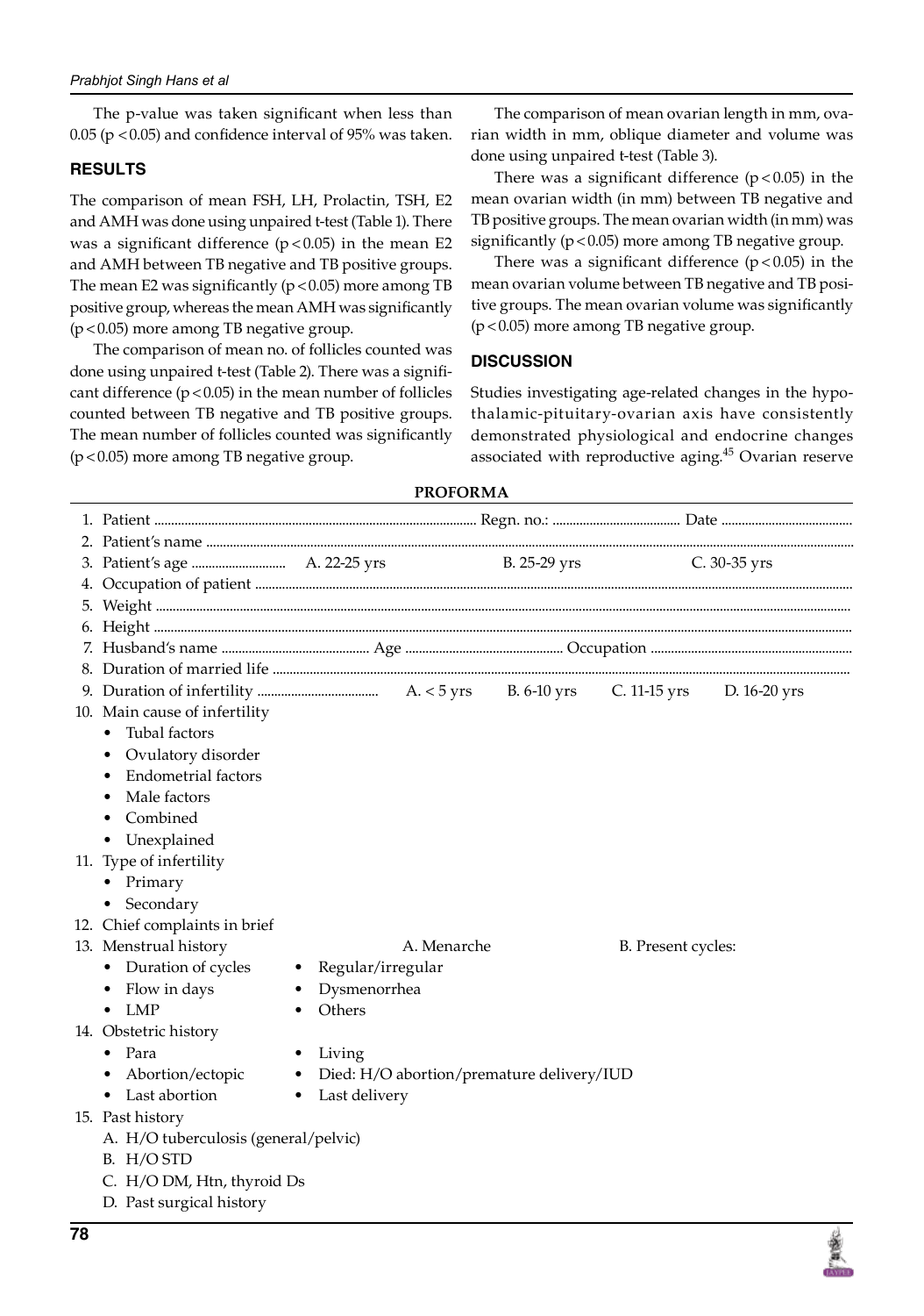The p-value was taken significant when less than 0.05 ($p < 0.05$) and confidence interval of 95% was taken.

## RESULTS

The comparison of mean FSH, LH, Prolactin, TSH, E2 and AMH was done using unpaired t-test (Table 1). There was a significant difference ($p < 0.05$) in the mean E2 and AMH between TB negative and TB positive groups. The mean E2 was significantly ($p < 0.05$) more among TB positive group, whereas the mean AMH was significantly ($p < 0.05$) more among TB negative group.

The comparison of mean no. of follicles counted was done using unpaired t-test (Table 2). There was a significant difference ($p < 0.05$) in the mean number of follicles counted between TB negative and TB positive groups. The mean number of follicles counted was significantly ($p < 0.05$) more among TB negative group.

The comparison of mean ovarian length in mm, ovarian width in mm, oblique diameter and volume was done using unpaired t-test (Table 3).

There was a significant difference ($p < 0.05$) in the mean ovarian width (in mm) between TB negative and TB positive groups. The mean ovarian width (in mm) was significantly ($p < 0.05$) more among TB negative group.

There was a significant difference ($p < 0.05$) in the mean ovarian volume between TB negative and TB positive groups. The mean ovarian volume was significantly ($p < 0.05$) more among TB negative group.

## DISCUSSION

Studies investigating age-related changes in the hypothalamic-pituitary-ovarian axis have consistently demonstrated physiological and endocrine changes associated with reproductive aging.[45] Ovarian reserve

## PROFORMA

1. Patient ................................ Regn. no.: ................................ Date ................................
2. Patient's name ................................
3. Patient's age ................................ A. 22-25 yrs    B. 25-29 yrs    C. 30-35 yrs
4. Occupation of patient ................................
5. Weight ................................
6. Height ................................
7. Husband's name ................................ Age ................................ Occupation ................................
8. Duration of married life ................................
9. Duration of infertility ................................ A. < 5 yrs    B. 6-10 yrs    C. 11-15 yrs    D. 16-20 yrs
10. Main cause of infertility
    - Tubal factors
    - Ovulatory disorder
    - Endometrial factors
    - Male factors
    - Combined
    - Unexplained
11. Type of infertility
    - Primary
    - Secondary
12. Chief complaints in brief
13. Menstrual history    A. Menarche    B. Present cycles:
    - Duration of cycles
    - Flow in days
    - LMP
    - Regular/irregular
    - Dysmenorrhea
    - Others
14. Obstetric history
    - Para
    - Abortion/ectopic
    - Last abortion
    - Living
    - Died: H/O abortion/premature delivery/IUD
    - Last delivery
15. Past history
    - A. H/O tuberculosis (general/pelvic)
    - B. H/O STD
    - C. H/O DM, Htn, thyroid Ds
    - D. Past surgical history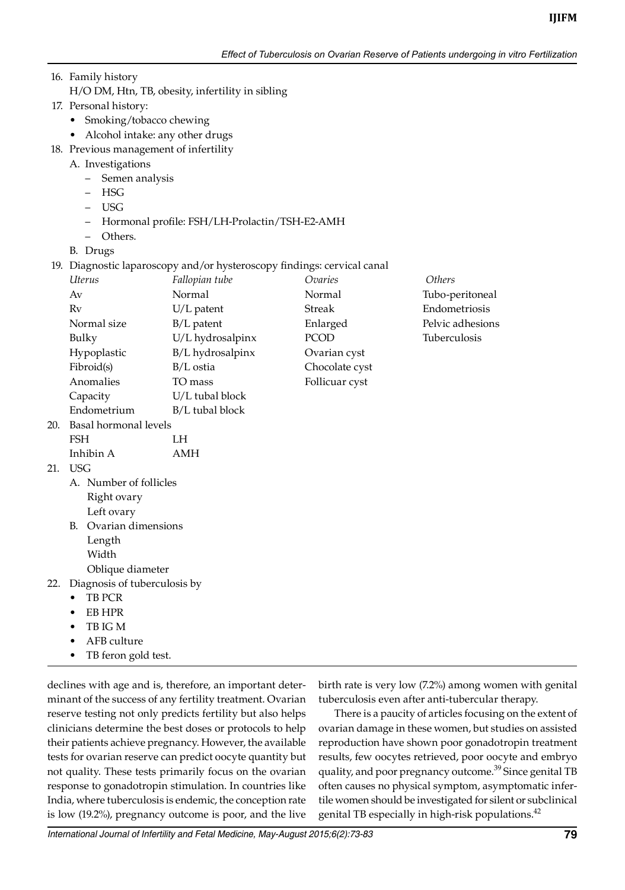16. Family history

 H/O DM, Htn, TB, obesity, infertility in sibling

17. Personal history:
 - Smoking/tobacco chewing
 - Alcohol intake: any other drugs
18. Previous management of infertility

 A. Investigations
 - Semen analysis
 - HSG
 - USG
 - Hormonal profile: FSH/LH-Prolactin/TSH-E2-AMH
 - Others.

 B. Drugs

19. Diagnostic laparoscopy and/or hysteroscopy findings: cervical canal

| *Uterus* | *Fallopian tube* | *Ovaries* | *Others* |
|---|---|---|---|
| Av | Normal | Normal | Tubo-peritoneal |
| Rv | U/L patent | Streak | Endometriosis |
| Normal size | B/L patent | Enlarged | Pelvic adhesions |
| Bulky | U/L hydrosalpinx | PCOD | Tuberculosis |
| Hypoplastic | B/L hydrosalpinx | Ovarian cyst | |
| Fibroid(s) | B/L ostia | Chocolate cyst | |
| Anomalies | TO mass | Follicuar cyst | |
| Capacity | U/L tubal block | | |
| Endometrium | B/L tubal block | | |

20. Basal hormonal levels

 FSH LH

 Inhibin A AMH

21. USG

 A. Number of follicles

 Right ovary

 Left ovary

 B. Ovarian dimensions

 Length

 Width

 Oblique diameter

22. Diagnosis of tuberculosis by
 - TB PCR
 - EB HPR
 - TB IG M
 - AFB culture
 - TB feron gold test.

declines with age and is, therefore, an important determinant of the success of any fertility treatment. Ovarian reserve testing not only predicts fertility but also helps clinicians determine the best doses or protocols to help their patients achieve pregnancy. However, the available tests for ovarian reserve can predict oocyte quantity but not quality. These tests primarily focus on the ovarian response to gonadotropin stimulation. In countries like India, where tuberculosis is endemic, the conception rate is low (19.2%), pregnancy outcome is poor, and the live birth rate is very low (7.2%) among women with genital tuberculosis even after anti-tubercular therapy.

There is a paucity of articles focusing on the extent of ovarian damage in these women, but studies on assisted reproduction have shown poor gonadotropin treatment results, few oocytes retrieved, poor oocyte and embryo quality, and poor pregnancy outcome.[39] Since genital TB often causes no physical symptom, asymptomatic infertile women should be investigated for silent or subclinical genital TB especially in high-risk populations.[42]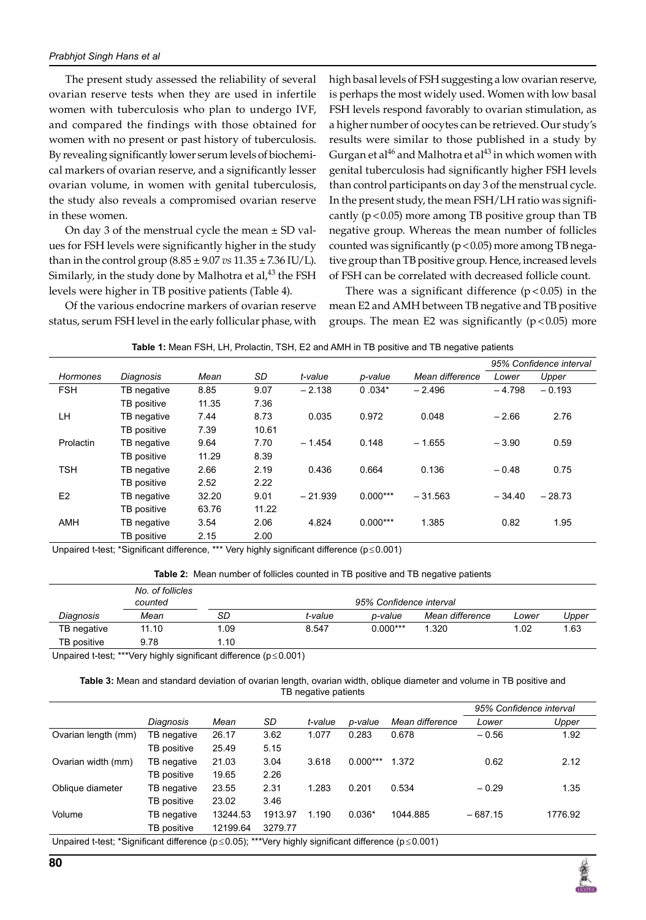The present study assessed the reliability of several ovarian reserve tests when they are used in infertile women with tuberculosis who plan to undergo IVF, and compared the findings with those obtained for women with no present or past history of tuberculosis. By revealing significantly lower serum levels of biochemical markers of ovarian reserve, and a significantly lesser ovarian volume, in women with genital tuberculosis, the study also reveals a compromised ovarian reserve in these women.

On day 3 of the menstrual cycle the mean ± SD values for FSH levels were significantly higher in the study than in the control group (8.85 ± 9.07 *vs* 11.35 ± 7.36 IU/L). Similarly, in the study done by Malhotra et al,[43] the FSH levels were higher in TB positive patients (Table 4).

Of the various endocrine markers of ovarian reserve status, serum FSH level in the early follicular phase, with high basal levels of FSH suggesting a low ovarian reserve, is perhaps the most widely used. Women with low basal FSH levels respond favorably to ovarian stimulation, as a higher number of oocytes can be retrieved. Our study's results were similar to those published in a study by Gurgan et al[46] and Malhotra et al[43] in which women with genital tuberculosis had significantly higher FSH levels than control participants on day 3 of the menstrual cycle. In the present study, the mean FSH/LH ratio was significantly ($p < 0.05$) more among TB positive group than TB negative group. Whereas the mean number of follicles counted was significantly ($p < 0.05$) more among TB negative group than TB positive group. Hence, increased levels of FSH can be correlated with decreased follicle count.

There was a significant difference ($p < 0.05$) in the mean E2 and AMH between TB negative and TB positive groups. The mean E2 was significantly ($p < 0.05$) more

**Table 1:** Mean FSH, LH, Prolactin, TSH, E2 and AMH in TB positive and TB negative patients

| | | | | | | | 95% Confidence interval | |
|---|---|---|---|---|---|---|---|---|
| *Hormones* | *Diagnosis* | *Mean* | *SD* | *t-value* | *p-value* | *Mean difference* | *Lower* | *Upper* |
| FSH | TB negative | 8.85 | 9.07 | – 2.138 | 0 .034* | – 2.496 | – 4.798 | – 0.193 |
| | TB positive | 11.35 | 7.36 | | | | | |
| LH | TB negative | 7.44 | 8.73 | 0.035 | 0.972 | 0.048 | – 2.66 | 2.76 |
| | TB positive | 7.39 | 10.61 | | | | | |
| Prolactin | TB negative | 9.64 | 7.70 | – 1.454 | 0.148 | – 1.655 | – 3.90 | 0.59 |
| | TB positive | 11.29 | 8.39 | | | | | |
| TSH | TB negative | 2.66 | 2.19 | 0.436 | 0.664 | 0.136 | – 0.48 | 0.75 |
| | TB positive | 2.52 | 2.22 | | | | | |
| E2 | TB negative | 32.20 | 9.01 | – 21.939 | 0.000*** | – 31.563 | – 34.40 | – 28.73 |
| | TB positive | 63.76 | 11.22 | | | | | |
| AMH | TB negative | 3.54 | 2.06 | 4.824 | 0.000*** | 1.385 | 0.82 | 1.95 |
| | TB positive | 2.15 | 2.00 | | | | | |

Unpaired t-test; *Significant difference, *** Very highly significant difference ($p \leq 0.001$)

**Table 2:** Mean number of follicles counted in TB positive and TB negative patients

| | No. of follicles counted | 95% Confidence interval | | | | | |
|---|---|---|---|---|---|---|---|
| *Diagnosis* | *Mean* | *SD* | *t-value* | *p-value* | *Mean difference* | *Lower* | *Upper* |
| TB negative | 11.10 | 1.09 | 8.547 | 0.000*** | 1.320 | 1.02 | 1.63 |
| TB positive | 9.78 | 1.10 | | | | | |

Unpaired t-test; ***Very highly significant difference ($p \leq 0.001$)

**Table 3:** Mean and standard deviation of ovarian length, ovarian width, oblique diameter and volume in TB positive and TB negative patients

| | | | | | | | 95% Confidence interval | |
|---|---|---|---|---|---|---|---|---|
| | *Diagnosis* | *Mean* | *SD* | *t-value* | *p-value* | *Mean difference* | *Lower* | *Upper* |
| Ovarian length (mm) | TB negative | 26.17 | 3.62 | 1.077 | 0.283 | 0.678 | – 0.56 | 1.92 |
| | TB positive | 25.49 | 5.15 | | | | | |
| Ovarian width (mm) | TB negative | 21.03 | 3.04 | 3.618 | 0.000*** | 1.372 | 0.62 | 2.12 |
| | TB positive | 19.65 | 2.26 | | | | | |
| Oblique diameter | TB negative | 23.55 | 2.31 | 1.283 | 0.201 | 0.534 | – 0.29 | 1.35 |
| | TB positive | 23.02 | 3.46 | | | | | |
| Volume | TB negative | 13244.53 | 1913.97 | 1.190 | 0.036* | 1044.885 | – 687.15 | 1776.92 |
| | TB positive | 12199.64 | 3279.77 | | | | | |

Unpaired t-test; *Significant difference ($p \leq 0.05$); ***Very highly significant difference ($p \leq 0.001$)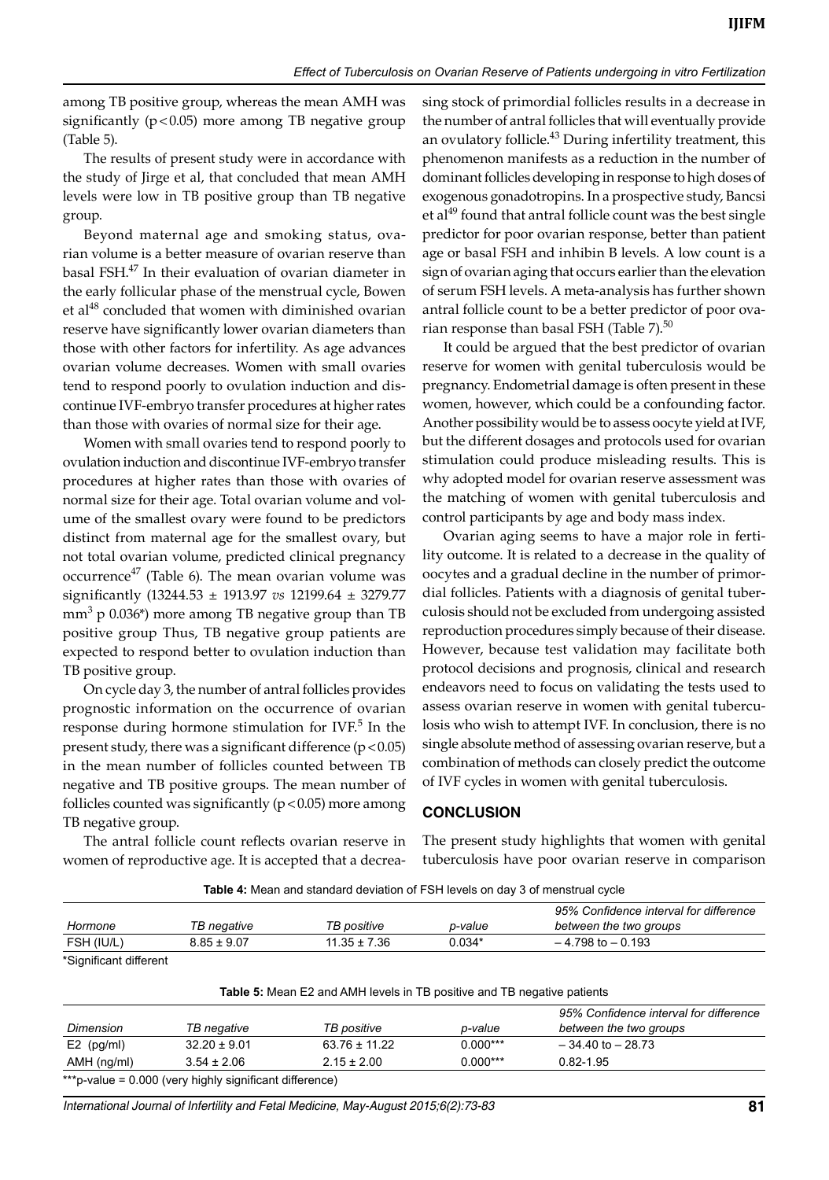among TB positive group, whereas the mean AMH was significantly ($p < 0.05$) more among TB negative group (Table 5).

The results of present study were in accordance with the study of Jirge et al, that concluded that mean AMH levels were low in TB positive group than TB negative group.

Beyond maternal age and smoking status, ovarian volume is a better measure of ovarian reserve than basal FSH.[47] In their evaluation of ovarian diameter in the early follicular phase of the menstrual cycle, Bowen et al[48] concluded that women with diminished ovarian reserve have significantly lower ovarian diameters than those with other factors for infertility. As age advances ovarian volume decreases. Women with small ovaries tend to respond poorly to ovulation induction and discontinue IVF-embryo transfer procedures at higher rates than those with ovaries of normal size for their age.

Women with small ovaries tend to respond poorly to ovulation induction and discontinue IVF-embryo transfer procedures at higher rates than those with ovaries of normal size for their age. Total ovarian volume and volume of the smallest ovary were found to be predictors distinct from maternal age for the smallest ovary, but not total ovarian volume, predicted clinical pregnancy occurrence[47] (Table 6). The mean ovarian volume was significantly (13244.53 ± 1913.97 *vs* 12199.64 ± 3279.77 $mm^3$ p 0.036*) more among TB negative group than TB positive group Thus, TB negative group patients are expected to respond better to ovulation induction than TB positive group.

On cycle day 3, the number of antral follicles provides prognostic information on the occurrence of ovarian response during hormone stimulation for IVF.[5] In the present study, there was a significant difference ($p < 0.05$) in the mean number of follicles counted between TB negative and TB positive groups. The mean number of follicles counted was significantly ($p < 0.05$) more among TB negative group.

The antral follicle count reflects ovarian reserve in women of reproductive age. It is accepted that a decreasing stock of primordial follicles results in a decrease in the number of antral follicles that will eventually provide an ovulatory follicle.[43] During infertility treatment, this phenomenon manifests as a reduction in the number of dominant follicles developing in response to high doses of exogenous gonadotropins. In a prospective study, Bancsi et al[49] found that antral follicle count was the best single predictor for poor ovarian response, better than patient age or basal FSH and inhibin B levels. A low count is a sign of ovarian aging that occurs earlier than the elevation of serum FSH levels. A meta-analysis has further shown antral follicle count to be a better predictor of poor ovarian response than basal FSH (Table 7).[50]

It could be argued that the best predictor of ovarian reserve for women with genital tuberculosis would be pregnancy. Endometrial damage is often present in these women, however, which could be a confounding factor. Another possibility would be to assess oocyte yield at IVF, but the different dosages and protocols used for ovarian stimulation could produce misleading results. This is why adopted model for ovarian reserve assessment was the matching of women with genital tuberculosis and control participants by age and body mass index.

Ovarian aging seems to have a major role in fertility outcome. It is related to a decrease in the quality of oocytes and a gradual decline in the number of primordial follicles. Patients with a diagnosis of genital tuberculosis should not be excluded from undergoing assisted reproduction procedures simply because of their disease. However, because test validation may facilitate both protocol decisions and prognosis, clinical and research endeavors need to focus on validating the tests used to assess ovarian reserve in women with genital tuberculosis who wish to attempt IVF. In conclusion, there is no single absolute method of assessing ovarian reserve, but a combination of methods can closely predict the outcome of IVF cycles in women with genital tuberculosis.

## CONCLUSION

The present study highlights that women with genital tuberculosis have poor ovarian reserve in comparison

**Table 4:** Mean and standard deviation of FSH levels on day 3 of menstrual cycle

| *Hormone* | *TB negative* | *TB positive* | *p-value* | *95% Confidence interval for difference between the two groups* |
|---|---|---|---|---|
| FSH (IU/L) | 8.85 ± 9.07 | 11.35 ± 7.36 | 0.034* | – 4.798 to – 0.193 |

*Significant different

**Table 5:** Mean E2 and AMH levels in TB positive and TB negative patients

| *Dimension* | *TB negative* | *TB positive* | *p-value* | *95% Confidence interval for difference between the two groups* |
|---|---|---|---|---|
| E2 (pg/ml) | 32.20 ± 9.01 | 63.76 ± 11.22 | 0.000*** | – 34.40 to – 28.73 |
| AMH (ng/ml) | 3.54 ± 2.06 | 2.15 ± 2.00 | 0.000*** | 0.82-1.95 |

***p-value = 0.000 (very highly significant difference)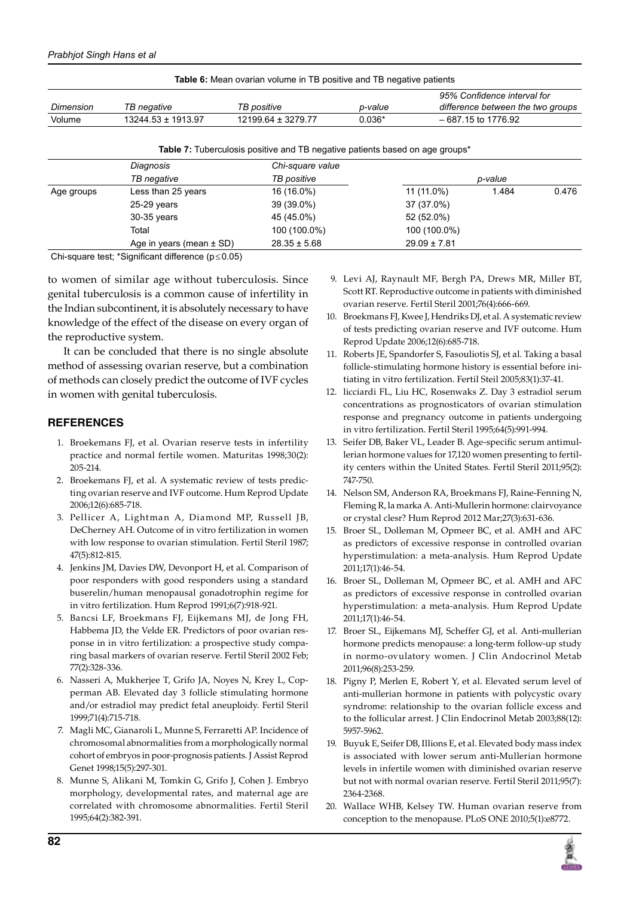**Table 6:** Mean ovarian volume in TB positive and TB negative patients

| *Dimension* | *TB negative* | *TB positive* | *p-value* | *95% Confidence interval for difference between the two groups* |
|---|---|---|---|---|
| Volume | 13244.53 ± 1913.97 | 12199.64 ± 3279.77 | 0.036* | – 687.15 to 1776.92 |

**Table 7:** Tuberculosis positive and TB negative patients based on age groups*

| | *Diagnosis* | *Chi-square value* | | | |
|---|---|---|---|---|---|
| | *TB negative* | *TB positive* | | *p-value* | |
| Age groups | Less than 25 years | 16 (16.0%) | 11 (11.0%) | 1.484 | 0.476 |
| | 25-29 years | 39 (39.0%) | 37 (37.0%) | | |
| | 30-35 years | 45 (45.0%) | 52 (52.0%) | | |
| | Total | 100 (100.0%) | 100 (100.0%) | | |
| | Age in years (mean ± SD) | 28.35 ± 5.68 | 29.09 ± 7.81 | | |

Chi-square test; *Significant difference ($p \leq 0.05$)

to women of similar age without tuberculosis. Since genital tuberculosis is a common cause of infertility in the Indian subcontinent, it is absolutely necessary to have knowledge of the effect of the disease on every organ of the reproductive system.

It can be concluded that there is no single absolute method of assessing ovarian reserve, but a combination of methods can closely predict the outcome of IVF cycles in women with genital tuberculosis.

## REFERENCES

1. Broekemans FJ, et al. Ovarian reserve tests in infertility practice and normal fertile women. Maturitas 1998;30(2): 205-214.
2. Broekemans FJ, et al. A systematic review of tests predicting ovarian reserve and IVF outcome. Hum Reprod Update 2006;12(6):685-718.
3. Pellicer A, Lightman A, Diamond MP, Russell JB, DeCherney AH. Outcome of in vitro fertilization in women with low response to ovarian stimulation. Fertil Steril 1987; 47(5):812-815.
4. Jenkins JM, Davies DW, Devonport H, et al. Comparison of poor responders with good responders using a standard buserelin/human menopausal gonadotrophin regime for in vitro fertilization. Hum Reprod 1991;6(7):918-921.
5. Bancsi LF, Broekmans FJ, Eijkemans MJ, de Jong FH, Habbema JD, the Velde ER. Predictors of poor ovarian response in in vitro fertilization: a prospective study comparing basal markers of ovarian reserve. Fertil Steril 2002 Feb; 77(2):328-336.
6. Nasseri A, Mukherjee T, Grifo JA, Noyes N, Krey L, Copperman AB. Elevated day 3 follicle stimulating hormone and/or estradiol may predict fetal aneuploidy. Fertil Steril 1999;71(4):715-718.
7. Magli MC, Gianaroli L, Munne S, Ferraretti AP. Incidence of chromosomal abnormalities from a morphologically normal cohort of embryos in poor-prognosis patients. J Assist Reprod Genet 1998;15(5):297-301.
8. Munne S, Alikani M, Tomkin G, Grifo J, Cohen J. Embryo morphology, developmental rates, and maternal age are correlated with chromosome abnormalities. Fertil Steril 1995;64(2):382-391.
9. Levi AJ, Raynault MF, Bergh PA, Drews MR, Miller BT, Scott RT. Reproductive outcome in patients with diminished ovarian reserve. Fertil Steril 2001;76(4):666-669.
10. Broekmans FJ, Kwee J, Hendriks DJ, et al. A systematic review of tests predicting ovarian reserve and IVF outcome. Hum Reprod Update 2006;12(6):685-718.
11. Roberts JE, Spandorfer S, Fasouliotis SJ, et al. Taking a basal follicle-stimulating hormone history is essential before initiating in vitro fertilization. Fertil Steil 2005;83(1):37-41.
12. licciardi FL, Liu HC, Rosenwaks Z. Day 3 estradiol serum concentrations as prognosticators of ovarian stimulation response and pregnancy outcome in patients undergoing in vitro fertilization. Fertil Steril 1995;64(5):991-994.
13. Seifer DB, Baker VL, Leader B. Age-specific serum antimullerian hormone values for 17,120 women presenting to fertility centers within the United States. Fertil Steril 2011;95(2): 747-750.
14. Nelson SM, Anderson RA, Broekmans FJ, Raine-Fenning N, Fleming R, la marka A. Anti-Mullerin hormone: clairvoyance or crystal clesr? Hum Reprod 2012 Mar;27(3):631-636.
15. Broer SL, Dolleman M, Opmeer BC, et al. AMH and AFC as predictors of excessive response in controlled ovarian hyperstimulation: a meta-analysis. Hum Reprod Update 2011;17(1):46-54.
16. Broer SL, Dolleman M, Opmeer BC, et al. AMH and AFC as predictors of excessive response in controlled ovarian hyperstimulation: a meta-analysis. Hum Reprod Update 2011;17(1):46-54.
17. Broer SL, Eijkemans MJ, Scheffer GJ, et al. Anti-mullerian hormone predicts menopause: a long-term follow-up study in normo-ovulatory women. J Clin Andocrinol Metab 2011;96(8):253-259.
18. Pigny P, Merlen E, Robert Y, et al. Elevated serum level of anti-mullerian hormone in patients with polycystic ovary syndrome: relationship to the ovarian follicle excess and to the follicular arrest. J Clin Endocrinol Metab 2003;88(12): 5957-5962.
19. Buyuk E, Seifer DB, Illions E, et al. Elevated body mass index is associated with lower serum anti-Mullerian hormone levels in infertile women with diminished ovarian reserve but not with normal ovarian reserve. Fertil Steril 2011;95(7): 2364-2368.
20. Wallace WHB, Kelsey TW. Human ovarian reserve from conception to the menopause. PLoS ONE 2010;5(1):e8772.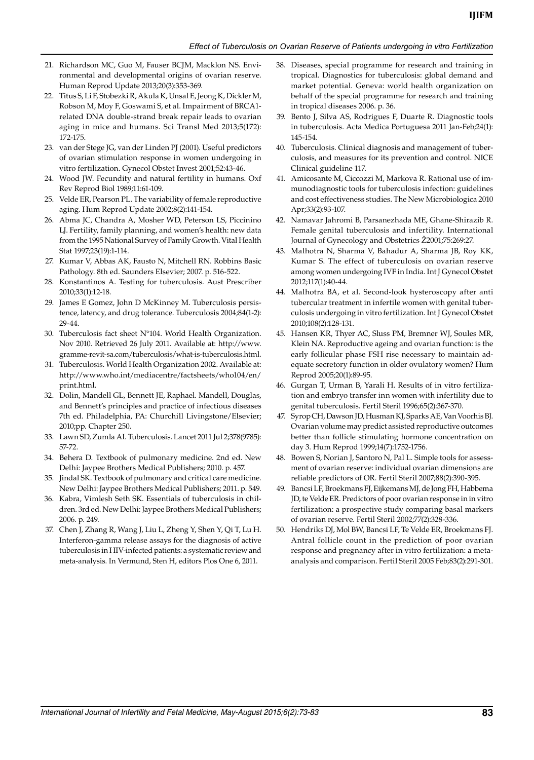21. Richardson MC, Guo M, Fauser BCJM, Macklon NS. Environmental and developmental origins of ovarian reserve. Human Reprod Update 2013;20(3):353-369.
22. Titus S, Li F, Stobezki R, Akula K, Unsal E, Jeong K, Dickler M, Robson M, Moy F, Goswami S, et al. Impairment of BRCA1-related DNA double-strand break repair leads to ovarian aging in mice and humans. Sci Transl Med 2013;5(172): 172-175.
23. van der Stege JG, van der Linden PJ (2001). Useful predictors of ovarian stimulation response in women undergoing in vitro fertilization. Gynecol Obstet Invest 2001;52:43-46.
24. Wood JW. Fecundity and natural fertility in humans. Oxf Rev Reprod Biol 1989;11:61-109.
25. Velde ER, Pearson PL. The variability of female reproductive aging. Hum Reprod Update 2002;8(2):141-154.
26. Abma JC, Chandra A, Mosher WD, Peterson LS, Piccinino LJ. Fertility, family planning, and women's health: new data from the 1995 National Survey of Family Growth. Vital Health Stat 1997;23(19):1-114.
27. Kumar V, Abbas AK, Fausto N, Mitchell RN. Robbins Basic Pathology. 8th ed. Saunders Elsevier; 2007. p. 516-522.
28. Konstantinos A. Testing for tuberculosis. Aust Prescriber 2010;33(1):12-18.
29. James E Gomez, John D McKinney M. Tuberculosis persistence, latency, and drug tolerance. Tuberculosis 2004;84(1-2): 29-44.
30. Tuberculosis fact sheet N°104. World Health Organization. Nov 2010. Retrieved 26 July 2011. Available at: http://www.gramme-revit-sa.com/tuberculosis/what-is-tuberculosis.html.
31. Tuberculosis. World Health Organization 2002. Available at: http://www.who.int/mediacentre/factsheets/who104/en/print.html.
32. Dolin, Mandell GL, Bennett JE, Raphael. Mandell, Douglas, and Bennett's principles and practice of infectious diseases 7th ed. Philadelphia, PA: Churchill Livingstone/Elsevier; 2010;pp. Chapter 250.
33. Lawn SD, Zumla AI. Tuberculosis. Lancet 2011 Jul 2;378(9785): 57-72.
34. Behera D. Textbook of pulmonary medicine. 2nd ed. New Delhi: Jaypee Brothers Medical Publishers; 2010. p. 457.
35. Jindal SK. Textbook of pulmonary and critical care medicine. New Delhi: Jaypee Brothers Medical Publishers; 2011. p. 549.
36. Kabra, Vimlesh Seth SK. Essentials of tuberculosis in children. 3rd ed. New Delhi: Jaypee Brothers Medical Publishers; 2006. p. 249.
37. Chen J, Zhang R, Wang J, Liu L, Zheng Y, Shen Y, Qi T, Lu H. Interferon-gamma release assays for the diagnosis of active tuberculosis in HIV-infected patients: a systematic review and meta-analysis. In Vermund, Sten H, editors Plos One 6, 2011.
38. Diseases, special programme for research and training in tropical. Diagnostics for tuberculosis: global demand and market potential. Geneva: world health organization on behalf of the special programme for research and training in tropical diseases 2006. p. 36.
39. Bento J, Silva AS, Rodrigues F, Duarte R. Diagnostic tools in tuberculosis. Acta Medica Portuguesa 2011 Jan-Feb;24(1): 145-154.
40. Tuberculosis. Clinical diagnosis and management of tuberculosis, and measures for its prevention and control. NICE Clinical guideline 117.
41. Amicosante M, Ciccozzi M, Markova R. Rational use of immunodiagnostic tools for tuberculosis infection: guidelines and cost effectiveness studies. The New Microbiologica 2010 Apr;33(2):93-107.
42. Namavar Jahromi B, Parsanezhada ME, Ghane-Shirazib R. Female genital tuberculosis and infertility. International Journal of Gynecology and Obstetrics Ž2001;75:269:27.
43. Malhotra N, Sharma V, Bahadur A, Sharma JB, Roy KK, Kumar S. The effect of tuberculosis on ovarian reserve among women undergoing IVF in India. Int J Gynecol Obstet 2012;117(1):40-44.
44. Malhotra BA, et al. Second-look hysteroscopy after anti tubercular treatment in infertile women with genital tuberculosis undergoing in vitro fertilization. Int J Gynecol Obstet 2010;108(2):128-131.
45. Hansen KR, Thyer AC, Sluss PM, Bremner WJ, Soules MR, Klein NA. Reproductive ageing and ovarian function: is the early follicular phase FSH rise necessary to maintain adequate secretory function in older ovulatory women? Hum Reprod 2005;20(1):89-95.
46. Gurgan T, Urman B, Yarali H. Results of in vitro fertilization and embryo transfer inn women with infertility due to genital tuberculosis. Fertil Steril 1996;65(2):367-370.
47. Syrop CH, Dawson JD, Husman KJ, Sparks AE, Van Voorhis BJ. Ovarian volume may predict assisted reproductive outcomes better than follicle stimulating hormone concentration on day 3. Hum Reprod 1999;14(7):1752-1756.
48. Bowen S, Norian J, Santoro N, Pal L. Simple tools for assessment of ovarian reserve: individual ovarian dimensions are reliable predictors of OR. Fertil Steril 2007;88(2):390-395.
49. Bancsi LF, Broekmans FJ, Eijkemans MJ, de Jong FH, Habbema JD, te Velde ER. Predictors of poor ovarian response in in vitro fertilization: a prospective study comparing basal markers of ovarian reserve. Fertil Steril 2002;77(2):328-336.
50. Hendriks DJ, Mol BW, Bancsi LF, Te Velde ER, Broekmans FJ. Antral follicle count in the prediction of poor ovarian response and pregnancy after in vitro fertilization: a meta-analysis and comparison. Fertil Steril 2005 Feb;83(2):291-301.